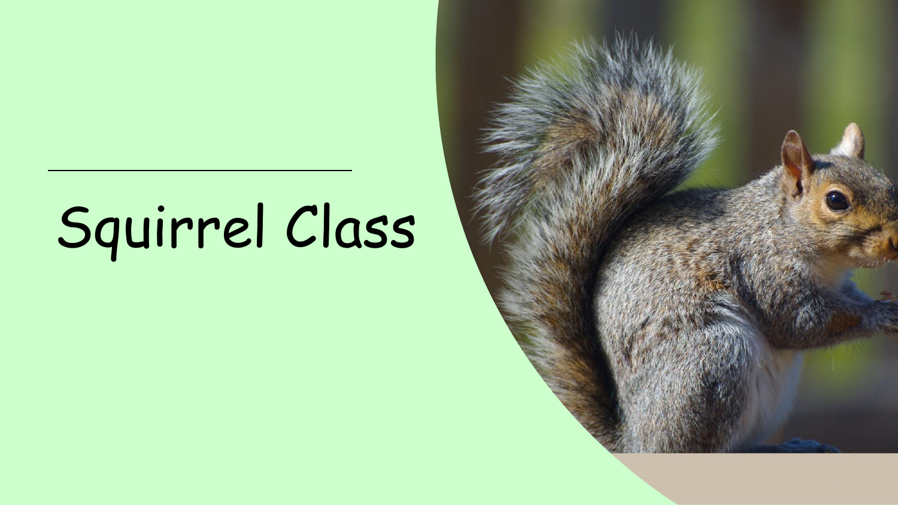# Squirrel Class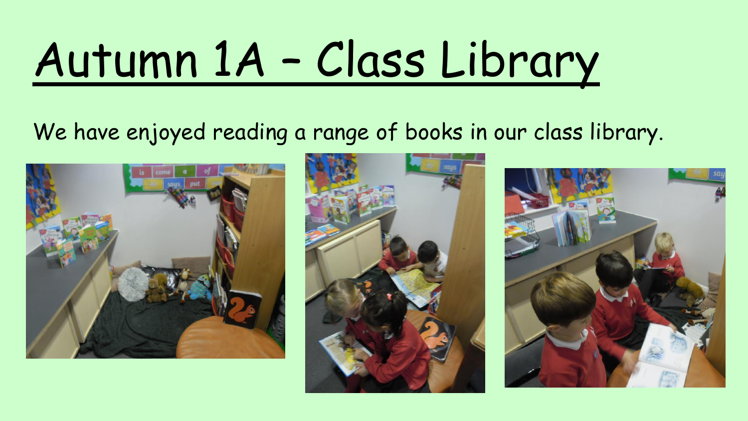# Autumn 1A – Class Library

We have enjoyed reading a range of books in our class library.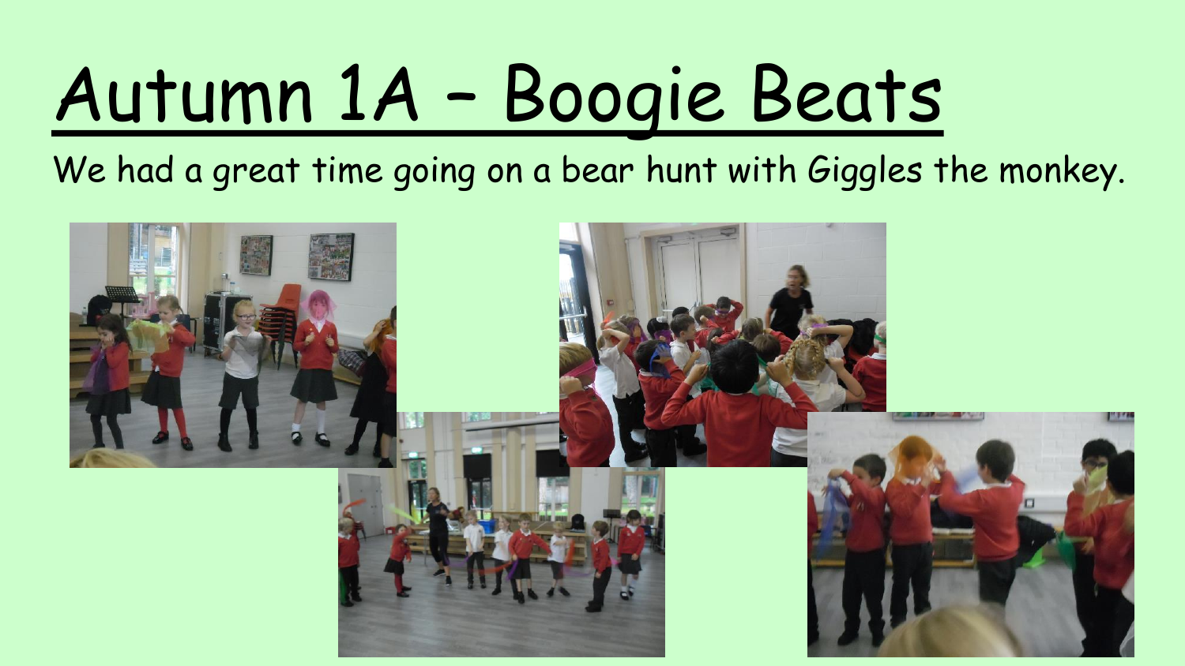# Autumn 1A – Boogie Beats

We had a great time going on a bear hunt with Giggles the monkey.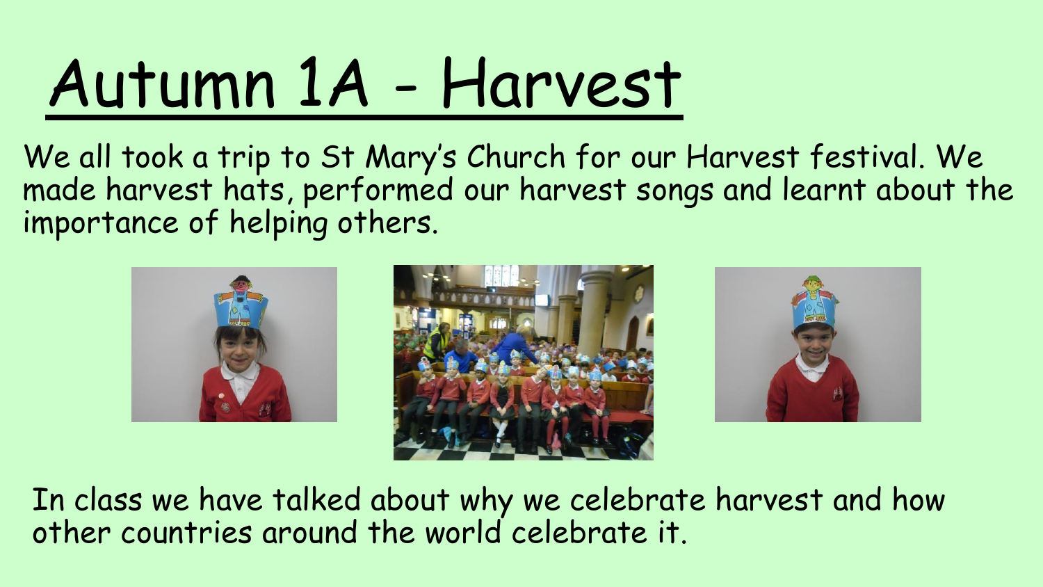# Autumn 1A - Harvest

We all took a trip to St Mary's Church for our Harvest festival. We made harvest hats, performed our harvest songs and learnt about the importance of helping others.

In class we have talked about why we celebrate harvest and how other countries around the world celebrate it.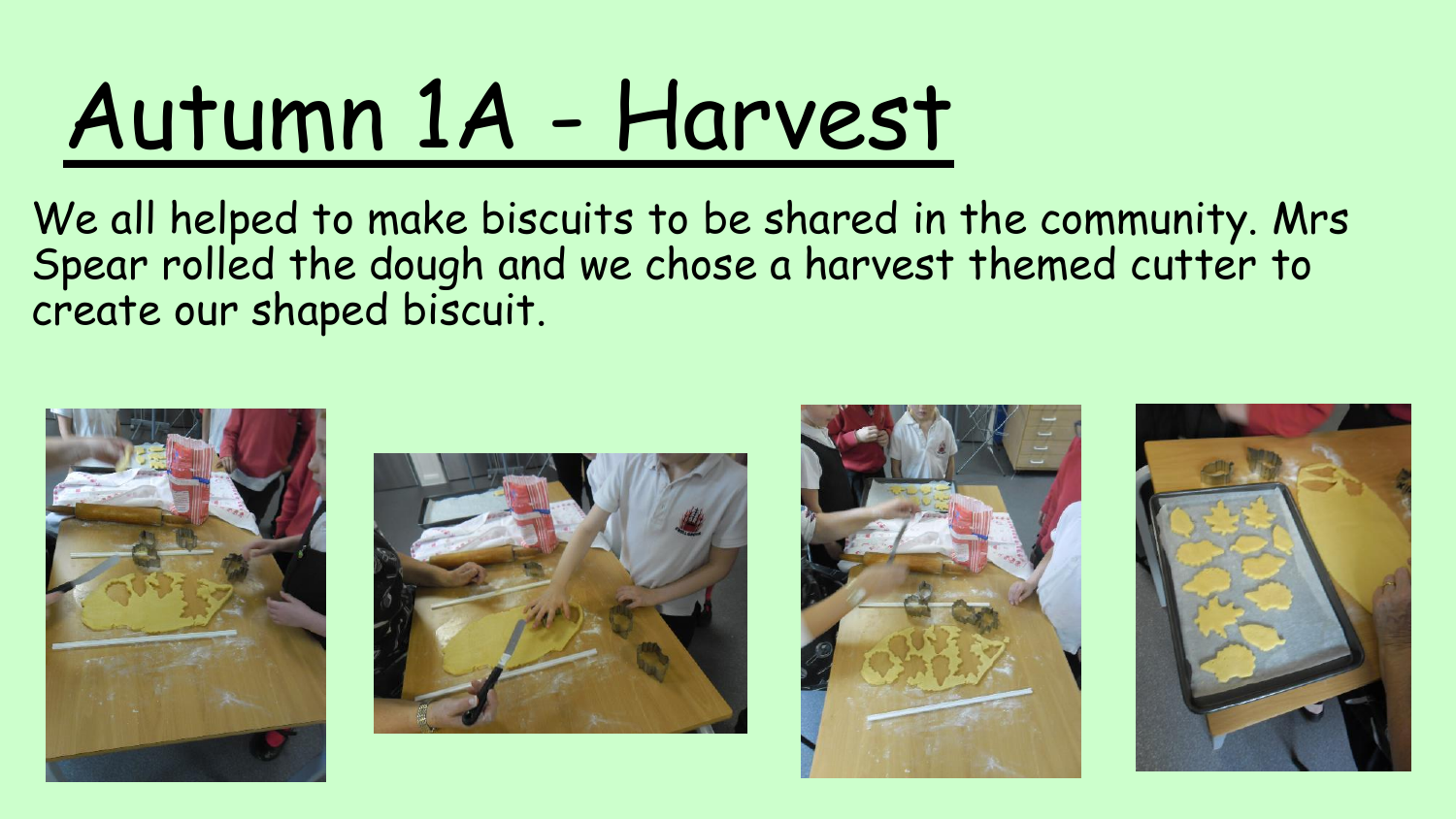# Autumn 1A - Harvest

We all helped to make biscuits to be shared in the community. Mrs Spear rolled the dough and we chose a harvest themed cutter to create our shaped biscuit.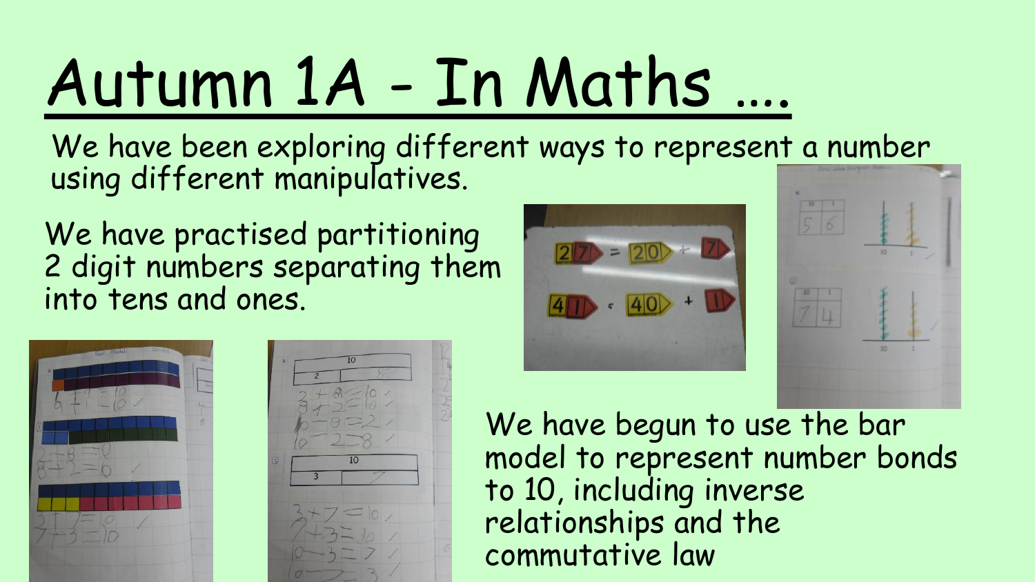# Autumn 1A - In Maths ....

We have been exploring different ways to represent a number using different manipulatives.

We have practised partitioning 2 digit numbers separating them into tens and ones.

We have begun to use the bar model to represent number bonds to 10, including inverse relationships and the commutative law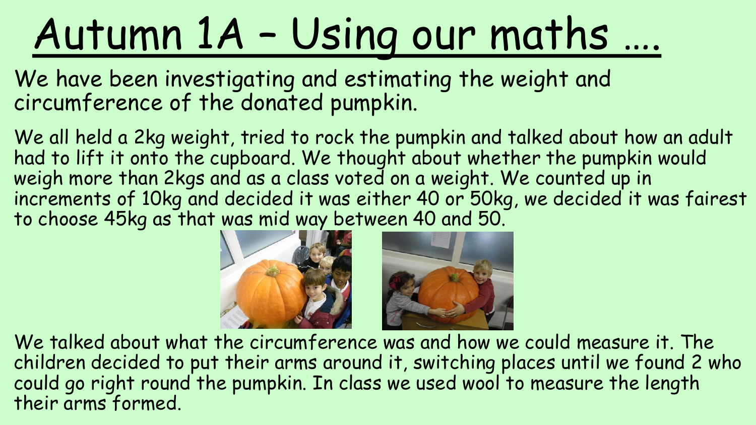# Autumn 1A – Using our maths ....

We have been investigating and estimating the weight and circumference of the donated pumpkin.

We all held a 2kg weight, tried to rock the pumpkin and talked about how an adult had to lift it onto the cupboard. We thought about whether the pumpkin would weigh more than 2kgs and as a class voted on a weight. We counted up in increments of 10kg and decided it was either 40 or 50kg, we decided it was fairest to choose 45kg as that was mid way between 40 and 50.

We talked about what the circumference was and how we could measure it. The children decided to put their arms around it, switching places until we found 2 who could go right round the pumpkin. In class we used wool to measure the length their arms formed.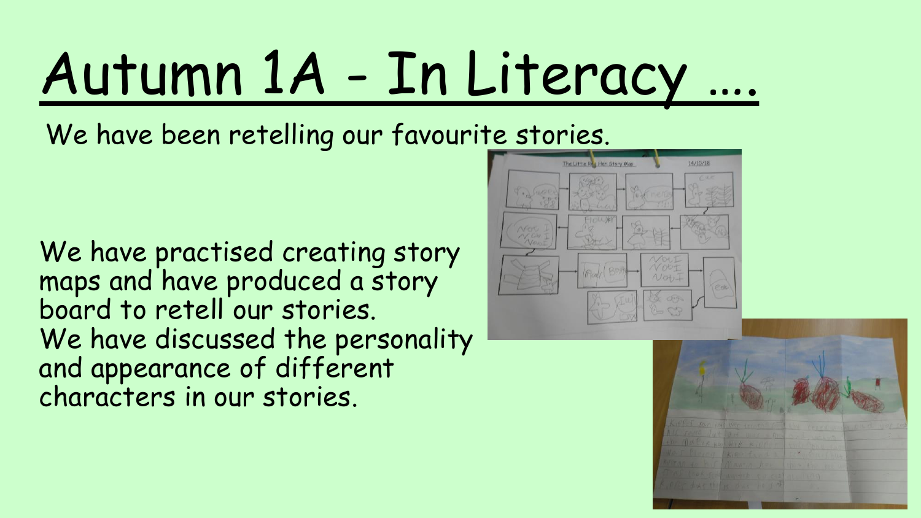# Autumn 1A - In Literacy ….

We have been retelling our favourite stories.

We have practised creating story maps and have produced a story board to retell our stories.
We have discussed the personality and appearance of different characters in our stories.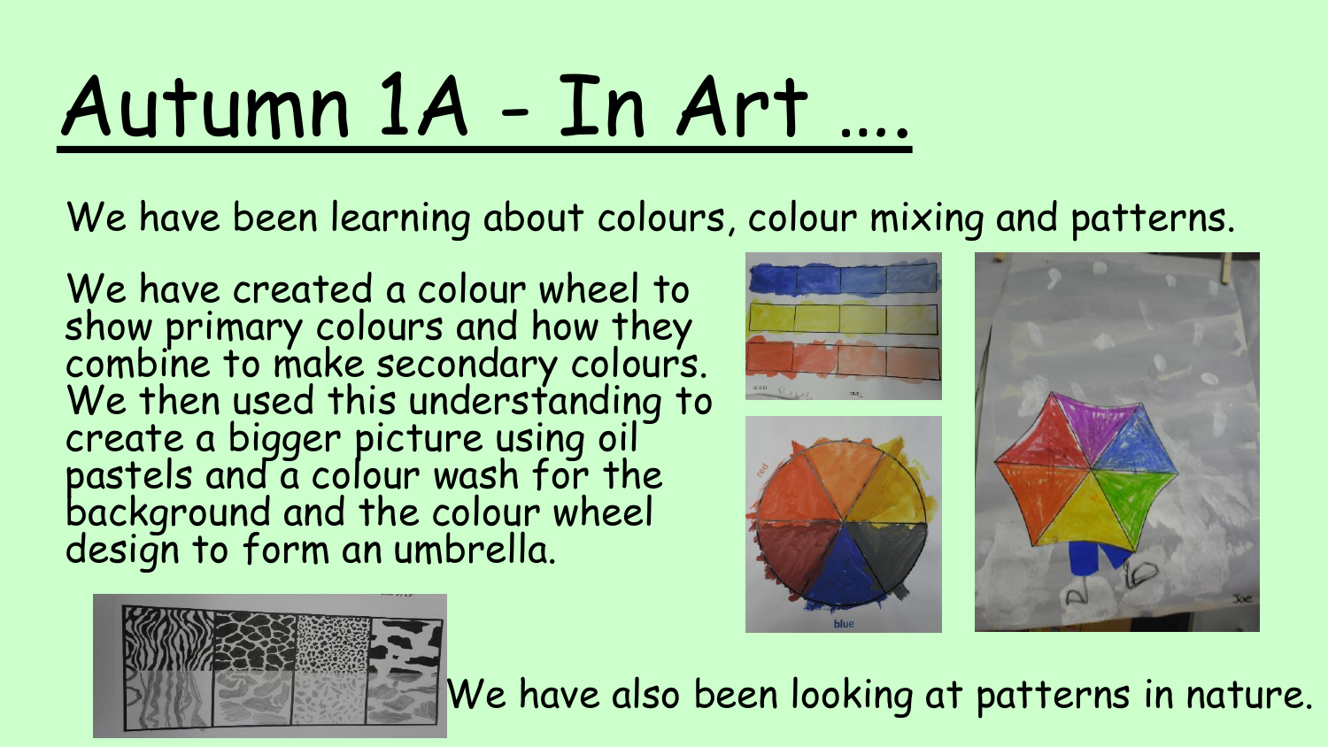# Autumn 1A - In Art ....

We have been learning about colours, colour mixing and patterns.

We have created a colour wheel to show primary colours and how they combine to make secondary colours. We then used this understanding to create a bigger picture using oil pastels and a colour wash for the background and the colour wheel design to form an umbrella.

We have also been looking at patterns in nature.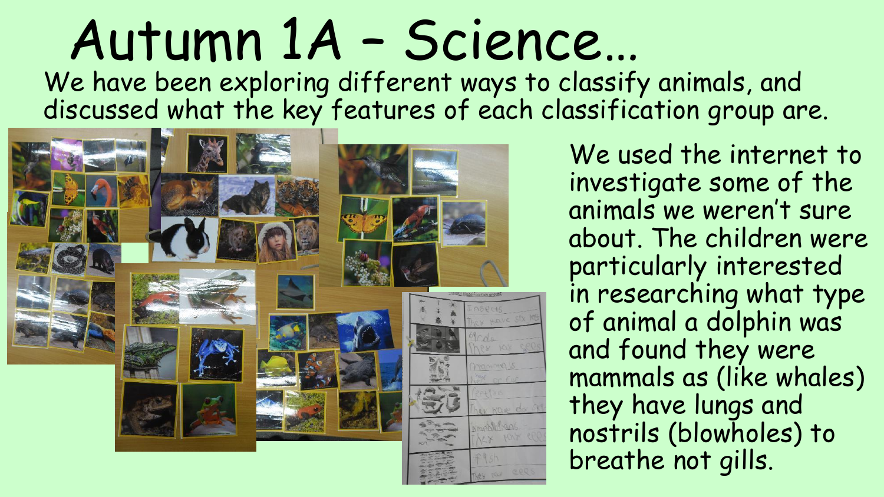# Autumn 1A – Science…

We have been exploring different ways to classify animals, and discussed what the key features of each classification group are.

We used the internet to investigate some of the animals we weren't sure about. The children were particularly interested in researching what type of animal a dolphin was and found they were mammals as (like whales) they have lungs and nostrils (blowholes) to breathe not gills.